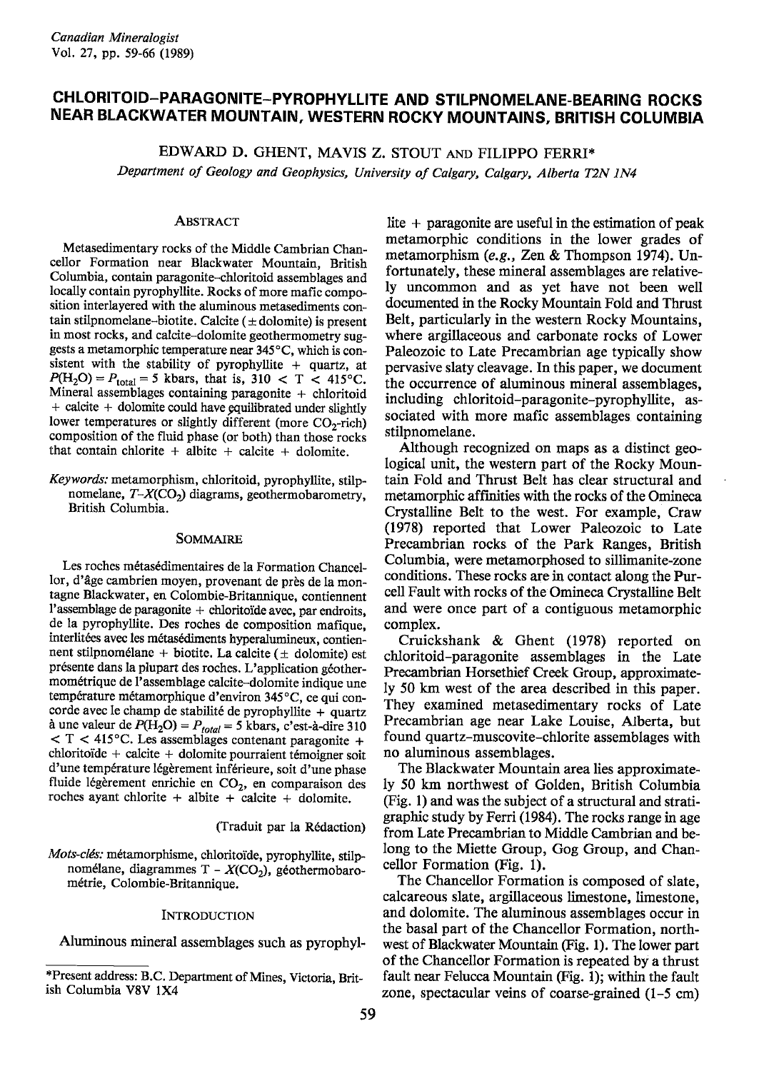# CHLORITOID–PARAGONITE–PYROPHYLLITE AND STILPNOMELANE-BEARING ROCKS NEAR BLACKWATER MOUNTAIN, WESTERN ROCKY MOUNTAINS, BRITISH COLUMBIA

EDWARD D. GHENT, MAVIS Z. STOUT AND FILIPPO FERRI*

*Department of Geology and Geophysics, University of Calgary, Calgary, Alberta T2N 1N4*

## ABSTRACT

Metasedimentary rocks of the Middle Cambrian Chancellor Formation near Blackwater Mountain, British Columbia, contain paragonite–chloritoid assemblages and locally contain pyrophyllite. Rocks of more mafic composition interlayered with the aluminous metasediments contain stilpnomelane–biotite. Calcite (± dolomite) is present in most rocks, and calcite–dolomite geothermometry suggests a metamorphic temperature near 345°C, which is consistent with the stability of pyrophyllite + quartz, at $P(H_2O) = P_{total} = 5$ kbars, that is, $310 < T < 415$°C. Mineral assemblages containing paragonite + chloritoid + calcite + dolomite could have equilibrated under slightly lower temperatures or slightly different (more $CO_2$-rich) composition of the fluid phase (or both) than those rocks that contain chlorite + albite + calcite + dolomite.

*Keywords:* metamorphism, chloritoid, pyrophyllite, stilpnomelane, $T$–$X(CO_2)$ diagrams, geothermobarometry, British Columbia.

## SOMMAIRE

Les roches métasédimentaires de la Formation Chancellor, d'âge cambrien moyen, provenant de près de la montagne Blackwater, en Colombie-Britannique, contiennent l'assemblage de paragonite + chloritoïde avec, par endroits, de la pyrophyllite. Des roches de composition mafique, interlitées avec les métasédiments hyperalumineux, contiennent stilpnomélane + biotite. La calcite (± dolomite) est présente dans la plupart des roches. L'application géothermométrique de l'assemblage calcite–dolomite indique une température métamorphique d'environ 345°C, ce qui concorde avec le champ de stabilité de pyrophyllite + quartz à une valeur de $P(H_2O) = P_{total} = 5$ kbars, c'est-à-dire $310 < T < 415$°C. Les assemblages contenant paragonite + chloritoïde + calcite + dolomite pourraient témoigner soit d'une température légèrement inférieure, soit d'une phase fluide légèrement enrichie en $CO_2$, en comparaison des roches ayant chlorite + albite + calcite + dolomite.

(Traduit par la Rédaction)

*Mots-clés:* métamorphisme, chloritoïde, pyrophyllite, stilpnomélane, diagrammes T – $X(CO_2)$, géothermobarométrie, Colombie-Britannique.

## INTRODUCTION

Aluminous mineral assemblages such as pyrophyllite + paragonite are useful in the estimation of peak metamorphic conditions in the lower grades of metamorphism (*e.g.*, Zen & Thompson 1974). Unfortunately, these mineral assemblages are relatively uncommon and as yet have not been well documented in the Rocky Mountain Fold and Thrust Belt, particularly in the western Rocky Mountains, where argillaceous and carbonate rocks of Lower Paleozoic to Late Precambrian age typically show pervasive slaty cleavage. In this paper, we document the occurrence of aluminous mineral assemblages, including chloritoid–paragonite–pyrophyllite, associated with more mafic assemblages containing stilpnomelane.

Although recognized on maps as a distinct geological unit, the western part of the Rocky Mountain Fold and Thrust Belt has clear structural and metamorphic affinities with the rocks of the Omineca Crystalline Belt to the west. For example, Craw (1978) reported that Lower Paleozoic to Late Precambrian rocks of the Park Ranges, British Columbia, were metamorphosed to sillimanite-zone conditions. These rocks are in contact along the Purcell Fault with rocks of the Omineca Crystalline Belt and were once part of a contiguous metamorphic complex.

Cruickshank & Ghent (1978) reported on chloritoid–paragonite assemblages in the Late Precambrian Horsethief Creek Group, approximately 50 km west of the area described in this paper. They examined metasedimentary rocks of Late Precambrian age near Lake Louise, Alberta, but found quartz–muscovite–chlorite assemblages with no aluminous assemblages.

The Blackwater Mountain area lies approximately 50 km northwest of Golden, British Columbia (Fig. 1) and was the subject of a structural and stratigraphic study by Ferri (1984). The rocks range in age from Late Precambrian to Middle Cambrian and belong to the Miette Group, Gog Group, and Chancellor Formation (Fig. 1).

The Chancellor Formation is composed of slate, calcareous slate, argillaceous limestone, limestone, and dolomite. The aluminous assemblages occur in the basal part of the Chancellor Formation, northwest of Blackwater Mountain (Fig. 1). The lower part of the Chancellor Formation is repeated by a thrust fault near Felucca Mountain (Fig. 1); within the fault zone, spectacular veins of coarse-grained (1-5 cm)

*Present address: B.C. Department of Mines, Victoria, British Columbia V8V 1X4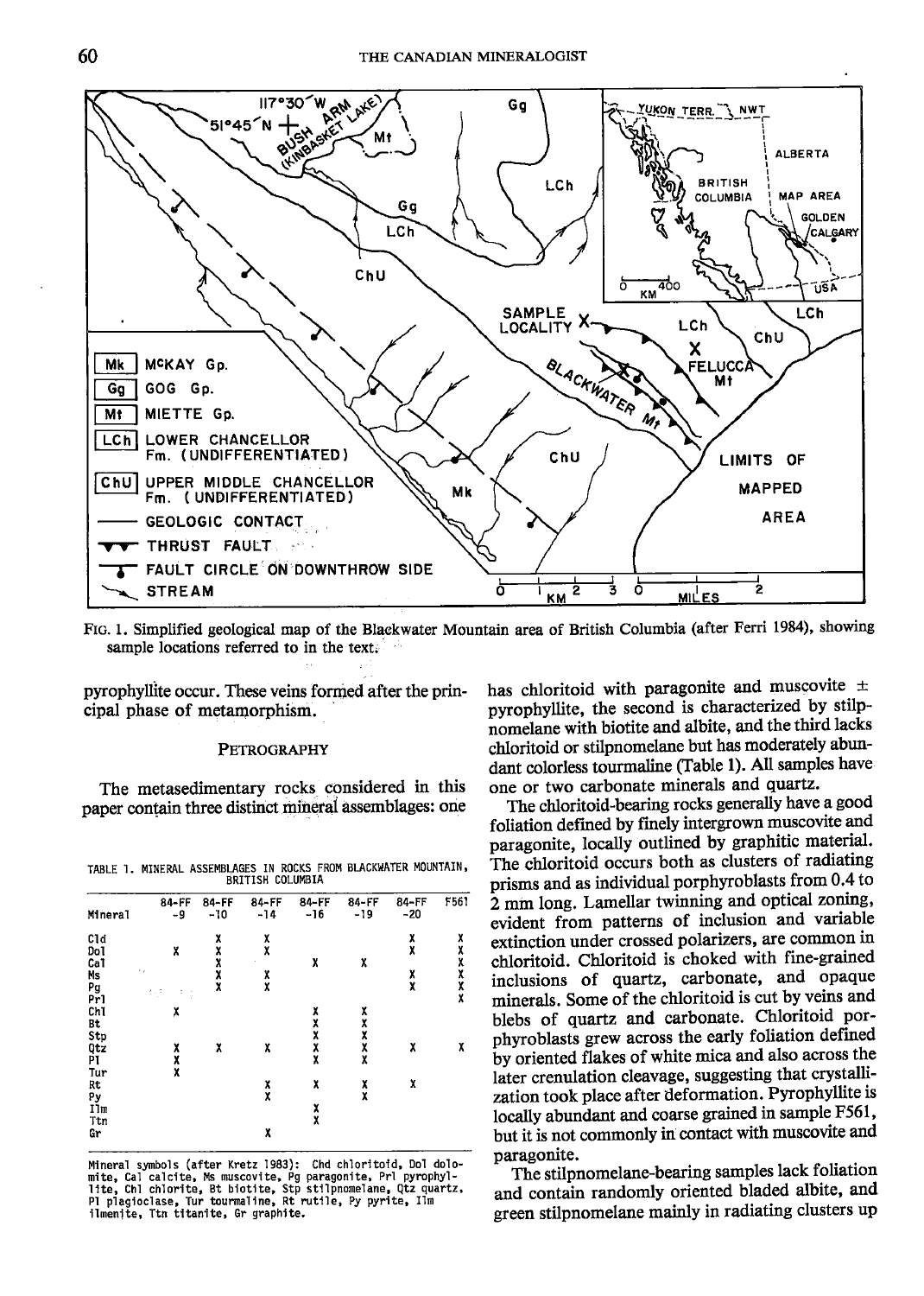FIG. 1. Simplified geological map of the Blackwater Mountain area of British Columbia (after Ferri 1984), showing sample locations referred to in the text.

pyrophyllite occur. These veins formed after the principal phase of metamorphism.

## PETROGRAPHY

The metasedimentary rocks considered in this paper contain three distinct mineral assemblages: one has chloritoid with paragonite and muscovite ± pyrophyllite, the second is characterized by stilpnomelane with biotite and albite, and the third lacks chloritoid or stilpnomelane but has moderately abundant colorless tourmaline (Table 1). All samples have one or two carbonate minerals and quartz.

TABLE 1. MINERAL ASSEMBLAGES IN ROCKS FROM BLACKWATER MOUNTAIN, BRITISH COLUMBIA

| Mineral | 84-FF -9 | 84-FF -10 | 84-FF -14 | 84-FF -16 | 84-FF -19 | 84-FF -20 | F561 |
|---|---|---|---|---|---|---|---|
| Cld | | X | X | | | X | X |
| Dol | X | X | X | | | X | X |
| Cal | | X | | X | X | | X |
| Ms | | X | X | | | X | X |
| Pg | | X | X | | | X | X |
| Prl | | | | | | | X |
| Chl | X | | | X | X | | |
| Bt | | | | X | X | | |
| Stp | | | | X | X | | |
| Qtz | X | X | X | X | X | X | X |
| Pl | X | | | X | X | | |
| Tur | X | | | | | | |
| Rt | | | X | X | X | X | |
| Py | | | X | | X | | |
| Ilm | | | | X | | | |
| Ttn | | | | X | | | |
| Gr | | | X | | | | |

Mineral symbols (after Kretz 1983): Chd chloritoid, Dol dolomite, Cal calcite, Ms muscovite, Pg paragonite, Prl pyrophyllite, Chl chlorite, Bt biotite, Stp stilpnomelane, Qtz quartz, Pl plagioclase, Tur tourmaline, Rt rutile, Py pyrite, Ilm ilmenite, Ttn titanite, Gr graphite.

The chloritoid-bearing rocks generally have a good foliation defined by finely intergrown muscovite and paragonite, locally outlined by graphitic material. The chloritoid occurs both as clusters of radiating prisms and as individual porphyroblasts from 0.4 to 2 mm long. Lamellar twinning and optical zoning, evident from patterns of inclusion and variable extinction under crossed polarizers, are common in chloritoid. Chloritoid is choked with fine-grained inclusions of quartz, carbonate, and opaque minerals. Some of the chloritoid is cut by veins and blebs of quartz and carbonate. Chloritoid porphyroblasts grew across the early foliation defined by oriented flakes of white mica and also across the later crenulation cleavage, suggesting that crystallization took place after deformation. Pyrophyllite is locally abundant and coarse grained in sample F561, but it is not commonly in contact with muscovite and paragonite.

The stilpnomelane-bearing samples lack foliation and contain randomly oriented bladed albite, and green stilpnomelane mainly in radiating clusters up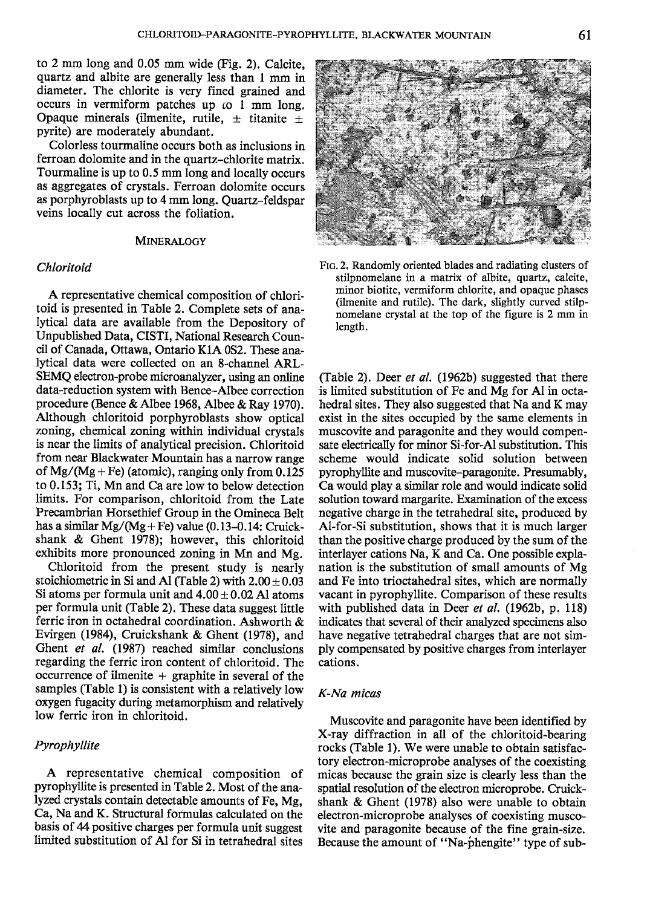to 2 mm long and 0.05 mm wide (Fig. 2). Calcite, quartz and albite are generally less than 1 mm in diameter. The chlorite is very fined grained and occurs in vermiform patches up to 1 mm long. Opaque minerals (ilmenite, rutile, ± titanite ± pyrite) are moderately abundant.

Colorless tourmaline occurs both as inclusions in ferroan dolomite and in the quartz–chlorite matrix. Tourmaline is up to 0.5 mm long and locally occurs as aggregates of crystals. Ferroan dolomite occurs as porphyroblasts up to 4 mm long. Quartz–feldspar veins locally cut across the foliation.

## Mineralogy

### *Chloritoid*

A representative chemical composition of chloritoid is presented in Table 2. Complete sets of analytical data are available from the Depository of Unpublished Data, CISTI, National Research Council of Canada, Ottawa, Ontario K1A 0S2. These analytical data were collected on an 8-channel ARL-SEMQ electron-probe microanalyzer, using an online data-reduction system with Bence–Albee correction procedure (Bence & Albee 1968, Albee & Ray 1970). Although chloritoid porphyroblasts show optical zoning, chemical zoning within individual crystals is near the limits of analytical precision. Chloritoid from near Blackwater Mountain has a narrow range of Mg/(Mg + Fe) (atomic), ranging only from 0.125 to 0.153; Ti, Mn and Ca are low to below detection limits. For comparison, chloritoid from the Late Precambrian Horsethief Group in the Omineca Belt has a similar Mg/(Mg + Fe) value (0.13–0.14: Cruickshank & Ghent 1978); however, this chloritoid exhibits more pronounced zoning in Mn and Mg.

Chloritoid from the present study is nearly stoichiometric in Si and Al (Table 2) with $2.00 \pm 0.03$ Si atoms per formula unit and $4.00 \pm 0.02$ Al atoms per formula unit (Table 2). These data suggest little ferric iron in octahedral coordination. Ashworth & Evirgen (1984), Cruickshank & Ghent (1978), and Ghent *et al.* (1987) reached similar conclusions regarding the ferric iron content of chloritoid. The occurrence of ilmenite + graphite in several of the samples (Table 1) is consistent with a relatively low oxygen fugacity during metamorphism and relatively low ferric iron in chloritoid.

### *Pyrophyllite*

A representative chemical composition of pyrophyllite is presented in Table 2. Most of the analyzed crystals contain detectable amounts of Fe, Mg, Ca, Na and K. Structural formulas calculated on the basis of 44 positive charges per formula unit suggest limited substitution of Al for Si in tetrahedral sites (Table 2). Deer *et al.* (1962b) suggested that there is limited substitution of Fe and Mg for Al in octahedral sites. They also suggested that Na and K may exist in the sites occupied by the same elements in muscovite and paragonite and they would compensate electrically for minor Si-for-Al substitution. This scheme would indicate solid solution between pyrophyllite and muscovite–paragonite. Presumably, Ca would play a similar role and would indicate solid solution toward margarite. Examination of the excess negative charge in the tetrahedral site, produced by Al-for-Si substitution, shows that it is much larger than the positive charge produced by the sum of the interlayer cations Na, K and Ca. One possible explanation is the substitution of small amounts of Mg and Fe into trioctahedral sites, which are normally vacant in pyrophyllite. Comparison of these results with published data in Deer *et al.* (1962b, p. 118) indicates that several of their analyzed specimens also have negative tetrahedral charges that are not simply compensated by positive charges from interlayer cations.

FIG. 2. Randomly oriented blades and radiating clusters of stilpnomelane in a matrix of albite, quartz, calcite, minor biotite, vermiform chlorite, and opaque phases (ilmenite and rutile). The dark, slightly curved stilpnomelane crystal at the top of the figure is 2 mm in length.

### *K-Na micas*

Muscovite and paragonite have been identified by X-ray diffraction in all of the chloritoid-bearing rocks (Table 1). We were unable to obtain satisfactory electron-microprobe analyses of the coexisting micas because the grain size is clearly less than the spatial resolution of the electron microprobe. Cruickshank & Ghent (1978) also were unable to obtain electron-microprobe analyses of coexisting muscovite and paragonite because of the fine grain-size. Because the amount of "Na-phengite" type of sub-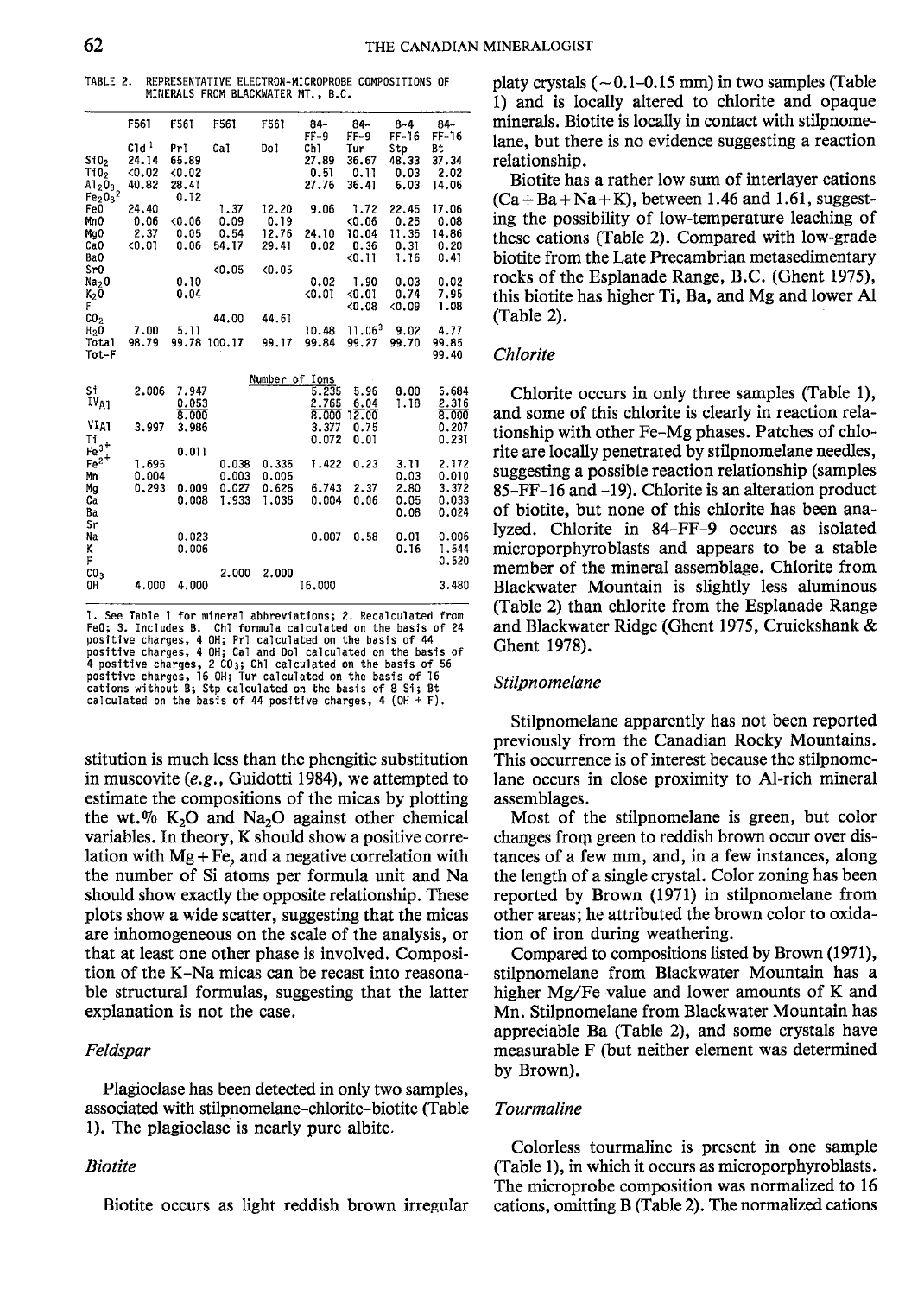TABLE 2. REPRESENTATIVE ELECTRON-MICROPROBE COMPOSITIONS OF MINERALS FROM BLACKWATER MT., B.C.

| | F561 | F561 | F561 | F561 | 84-FF-9 | 84-FF-9 | 8-4 FF-16 | 84-FF-16 |
|---|---|---|---|---|---|---|---|---|
| | Cld[1] | Prl | Cal | Dol | Chl | Tur | Stp | Bt |
| $SiO_2$ | 24.14 | 65.89 | | | 27.89 | 36.67 | 48.33 | 37.34 |
| $TiO_2$ | <0.02 | <0.02 | | | 0.51 | 0.11 | 0.03 | 2.02 |
| $Al_2O_3$ | 40.82 | 28.41 | | | 27.76 | 36.41 | 6.03 | 14.06 |
| $Fe_2O_3$[2] | | 0.12 | | | | | | |
| FeO | 24.40 | | 1.37 | 12.20 | 9.06 | 1.72 | 22.45 | 17.06 |
| MnO | 0.06 | <0.06 | 0.09 | 0.19 | | <0.06 | 0.25 | 0.08 |
| MgO | 2.37 | 0.05 | 0.54 | 12.76 | 24.10 | 10.04 | 11.35 | 14.86 |
| CaO | <0.01 | 0.06 | 54.17 | 29.41 | 0.02 | 0.36 | 0.31 | 0.20 |
| BaO | | | | | | <0.11 | 1.16 | 0.41 |
| SrO | | | <0.05 | <0.05 | | | | |
| $Na_2O$ | | 0.10 | | | 0.02 | 1.90 | 0.03 | 0.02 |
| $K_2O$ | | 0.04 | | | <0.01 | <0.01 | 0.74 | 7.95 |
| F | | | | | | <0.08 | <0.09 | 1.08 |
| $CO_2$ | | | 44.00 | 44.61 | | | | |
| $H_2O$ | 7.00 | 5.11 | | | 10.48 | 11.06[3] | 9.02 | 4.77 |
| Total | 98.79 | 99.78 | 100.17 | 99.17 | 99.84 | 99.27 | 99.70 | 99.85 |
| Tot-F | | | | | | | | 99.40 |
| | | | | Number of Ions | | | | |
| Si | 2.006 | 7.947 | | | 5.235 | 5.96 | 8.00 | 5.684 |
| $^{IV}Al$ | | 0.053 | | | 2.765 | 6.04 | 1.18 | 2.316 |
| | | 8.000 | | | 8.000 | 12.00 | | 8.000 |
| $^{VI}Al$ | 3.997 | 3.986 | | | 3.377 | 0.75 | | 0.207 |
| Ti | | | | | 0.072 | 0.01 | | 0.231 |
| $Fe^{3+}$ | | 0.011 | | | | | | |
| $Fe^{2+}$ | 1.695 | | 0.038 | 0.335 | 1.422 | 0.23 | 3.11 | 2.172 |
| Mn | 0.004 | | 0.003 | 0.005 | | | 0.03 | 0.010 |
| Mg | 0.293 | 0.009 | 0.027 | 0.625 | 6.743 | 2.37 | 2.80 | 3.372 |
| Ca | | 0.008 | 1.933 | 1.035 | 0.004 | 0.06 | 0.05 | 0.033 |
| Ba | | | | | | | 0.08 | 0.024 |
| Sr | | | | | | | | |
| Na | | 0.023 | | | 0.007 | 0.58 | 0.01 | 0.006 |
| K | | 0.006 | | | | | 0.16 | 1.544 |
| F | | | | | | | | 0.520 |
| $CO_3$ | | | 2.000 | 2.000 | | | | |
| OH | 4.000 | 4.000 | | | 16.000 | | | 3.480 |

1. See Table 1 for mineral abbreviations; 2. Recalculated from FeO; 3. Includes B. Chl formula calculated on the basis of 24 positive charges, 4 OH; Prl calculated on the basis of 44 positive charges, 4 OH; Cal and Dol calculated on the basis of 4 positive charges, 2 $CO_3$; Chl calculated on the basis of 56 positive charges, 16 OH; Tur calculated on the basis of 16 cations without B; Stp calculated on the basis of 8 Si; Bt calculated on the basis of 44 positive charges, 4 (OH + F).

stitution is much less than the phengitic substitution in muscovite (*e.g.*, Guidotti 1984), we attempted to estimate the compositions of the micas by plotting the wt.% $K_2O$ and $Na_2O$ against other chemical variables. In theory, K should show a positive correlation with Mg + Fe, and a negative correlation with the number of Si atoms per formula unit and Na should show exactly the opposite relationship. These plots show a wide scatter, suggesting that the micas are inhomogeneous on the scale of the analysis, or that at least one other phase is involved. Composition of the K–Na micas can be recast into reasonable structural formulas, suggesting that the latter explanation is not the case.

### Feldspar

Plagioclase has been detected in only two samples, associated with stilpnomelane–chlorite–biotite (Table 1). The plagioclase is nearly pure albite.

### Biotite

Biotite occurs as light reddish brown irregular platy crystals (~0.1–0.15 mm) in two samples (Table 1) and is locally altered to chlorite and opaque minerals. Biotite is locally in contact with stilpnomelane, but there is no evidence suggesting a reaction relationship.

Biotite has a rather low sum of interlayer cations (Ca + Ba + Na + K), between 1.46 and 1.61, suggesting the possibility of low-temperature leaching of these cations (Table 2). Compared with low-grade biotite from the Late Precambrian metasedimentary rocks of the Esplanade Range, B.C. (Ghent 1975), this biotite has higher Ti, Ba, and Mg and lower Al (Table 2).

### Chlorite

Chlorite occurs in only three samples (Table 1), and some of this chlorite is clearly in reaction relationship with other Fe–Mg phases. Patches of chlorite are locally penetrated by stilpnomelane needles, suggesting a possible reaction relationship (samples 85–FF–16 and –19). Chlorite is an alteration product of biotite, but none of this chlorite has been analyzed. Chlorite in 84–FF–9 occurs as isolated microporphyroblasts and appears to be a stable member of the mineral assemblage. Chlorite from Blackwater Mountain is slightly less aluminous (Table 2) than chlorite from the Esplanade Range and Blackwater Ridge (Ghent 1975, Cruickshank & Ghent 1978).

### Stilpnomelane

Stilpnomelane apparently has not been reported previously from the Canadian Rocky Mountains. This occurrence is of interest because the stilpnomelane occurs in close proximity to Al-rich mineral assemblages.

Most of the stilpnomelane is green, but color changes from green to reddish brown occur over distances of a few mm, and, in a few instances, along the length of a single crystal. Color zoning has been reported by Brown (1971) in stilpnomelane from other areas; he attributed the brown color to oxidation of iron during weathering.

Compared to compositions listed by Brown (1971), stilpnomelane from Blackwater Mountain has a higher Mg/Fe value and lower amounts of K and Mn. Stilpnomelane from Blackwater Mountain has appreciable Ba (Table 2), and some crystals have measurable F (but neither element was determined by Brown).

### Tourmaline

Colorless tourmaline is present in one sample (Table 1), in which it occurs as microporphyroblasts. The microprobe composition was normalized to 16 cations, omitting B (Table 2). The normalized cations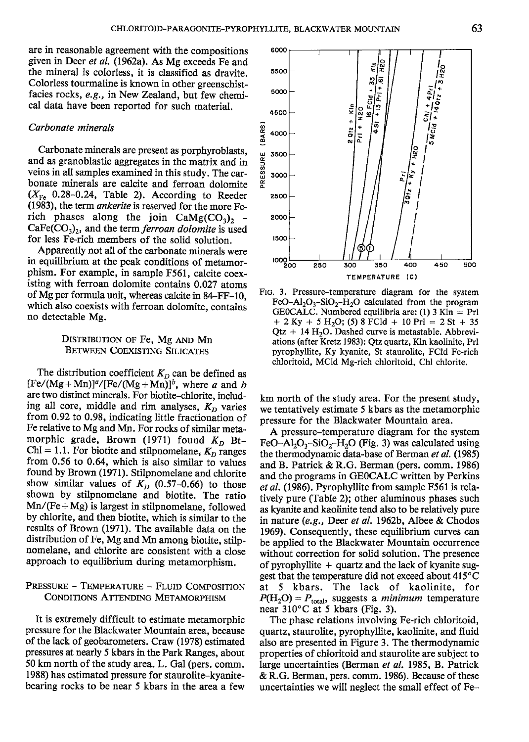are in reasonable agreement with the compositions given in Deer *et al.* (1962a). As Mg exceeds Fe and the mineral is colorless, it is classified as dravite. Colorless tourmaline is known in other greenschist-facies rocks, *e.g.*, in New Zealand, but few chemical data have been reported for such material.

### *Carbonate minerals*

Carbonate minerals are present as porphyroblasts, and as granoblastic aggregates in the matrix and in veins in all samples examined in this study. The carbonate minerals are calcite and ferroan dolomite ($X_{Fe}$ 0.28–0.24, Table 2). According to Reeder (1983), the term *ankerite* is reserved for the more Fe-rich phases along the join $CaMg(CO_3)_2$ – $CaFe(CO_3)_2$, and the term *ferroan dolomite* is used for less Fe-rich members of the solid solution.

Apparently not all of the carbonate minerals were in equilibrium at the peak conditions of metamorphism. For example, in sample F561, calcite coexisting with ferroan dolomite contains 0.027 atoms of Mg per formula unit, whereas calcite in 84–FF–10, which also coexists with ferroan dolomite, contains no detectable Mg.

## Distribution of Fe, Mg and Mn Between Coexisting Silicates

The distribution coefficient $K_D$ can be defined as $[Fe/(Mg+Mn)]^a/[Fe/(Mg+Mn)]^b$, where *a* and *b* are two distinct minerals. For biotite-chlorite, including all core, middle and rim analyses, $K_D$ varies from 0.92 to 0.98, indicating little fractionation of Fe relative to Mg and Mn. For rocks of similar metamorphic grade, Brown (1971) found $K_D$ Bt-Chl = 1.1. For biotite and stilpnomelane, $K_D$ ranges from 0.56 to 0.64, which is also similar to values found by Brown (1971). Stilpnomelane and chlorite show similar values of $K_D$ (0.57–0.66) to those shown by stilpnomelane and biotite. The ratio Mn/(Fe + Mg) is largest in stilpnomelane, followed by chlorite, and then biotite, which is similar to the results of Brown (1971). The available data on the distribution of Fe, Mg and Mn among biotite, stilpnomelane, and chlorite are consistent with a close approach to equilibrium during metamorphism.

## Pressure – Temperature – Fluid Composition Conditions Attending Metamorphism

It is extremely difficult to estimate metamorphic pressure for the Blackwater Mountain area, because of the lack of geobarometers. Craw (1978) estimated pressures at nearly 5 kbars in the Park Ranges, about 50 km north of the study area. L. Gal (pers. comm. 1988) has estimated pressure for staurolite–kyanite-bearing rocks to be near 5 kbars in the area a few km north of the study area. For the present study, we tentatively estimate 5 kbars as the metamorphic pressure for the Blackwater Mountain area.

FIG. 3. Pressure-temperature diagram for the system $FeO–Al_2O_3–SiO_2–H_2O$ calculated from the program GEOCALC. Numbered equilibria are: (1) 3 Kln = Prl + 2 Ky + 5 $H_2O$; (5) 8 FCld + 10 Prl = 2 St + 35 Qtz + 14 $H_2O$. Dashed curve is metastable. Abbreviations (after Kretz 1983): Qtz quartz, Kln kaolinite, Prl pyrophyllite, Ky kyanite, St staurolite, FCld Fe-rich chloritoid, MCld Mg-rich chloritoid, Chl chlorite.

A pressure-temperature diagram for the system $FeO–Al_2O_3–SiO_2–H_2O$ (Fig. 3) was calculated using the thermodynamic data-base of Berman *et al.* (1985) and B. Patrick & R.G. Berman (pers. comm. 1986) and the programs in GEOCALC written by Perkins *et al.* (1986). Pyrophyllite from sample F561 is relatively pure (Table 2); other aluminous phases such as kyanite and kaolinite tend also to be relatively pure in nature (*e.g.*, Deer *et al.* 1962b, Albee & Chodos 1969). Consequently, these equilibrium curves can be applied to the Blackwater Mountain occurrence without correction for solid solution. The presence of pyrophyllite + quartz and the lack of kyanite suggest that the temperature did not exceed about 415°C at 5 kbars. The lack of kaolinite, for $P(H_2O) = P_{total}$, suggests a *minimum* temperature near 310°C at 5 kbars (Fig. 3).

The phase relations involving Fe-rich chloritoid, quartz, staurolite, pyrophyllite, kaolinite, and fluid also are presented in Figure 3. The thermodynamic properties of chloritoid and staurolite are subject to large uncertainties (Berman *et al.* 1985, B. Patrick & R.G. Berman, pers. comm. 1986). Because of these uncertainties we will neglect the small effect of Fe–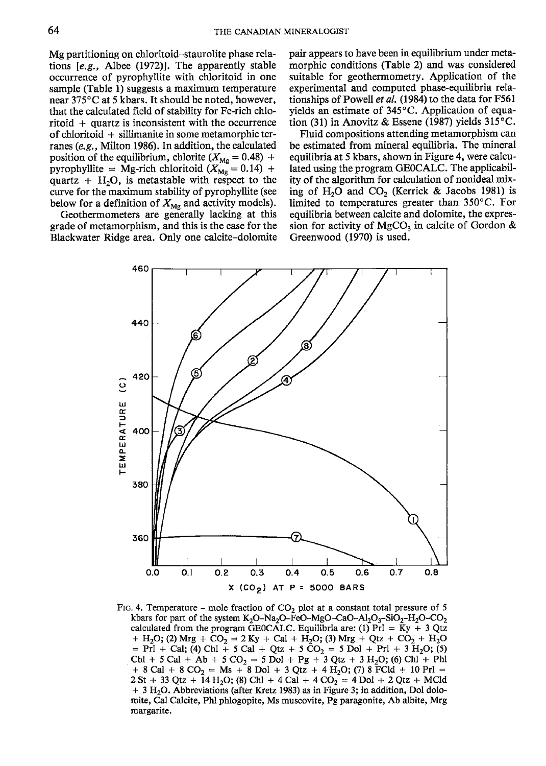Mg partitioning on chloritoid–staurolite phase relations [*e.g.*, Albee (1972)]. The apparently stable occurrence of pyrophyllite with chloritoid in one sample (Table 1) suggests a maximum temperature near 375°C at 5 kbars. It should be noted, however, that the calculated field of stability for Fe-rich chloritoid + quartz is inconsistent with the occurrence of chloritoid + sillimanite in some metamorphic terranes (*e.g.*, Milton 1986). In addition, the calculated position of the equilibrium, chlorite ($X_{Mg} = 0.48$) + pyrophyllite = Mg-rich chloritoid ($X_{Mg} = 0.14$) + quartz + $H_2O$, is metastable with respect to the curve for the maximum stability of pyrophyllite (see below for a definition of $X_{Mg}$ and activity models).

Geothermometers are generally lacking at this grade of metamorphism, and this is the case for the Blackwater Ridge area. Only one calcite–dolomite pair appears to have been in equilibrium under metamorphic conditions (Table 2) and was considered suitable for geothermometry. Application of the experimental and computed phase-equilibria relationships of Powell *et al.* (1984) to the data for F561 yields an estimate of 345°C. Application of equation (31) in Anovitz & Essene (1987) yields 315°C.

Fluid compositions attending metamorphism can be estimated from mineral equilibria. The mineral equilibria at 5 kbars, shown in Figure 4, were calculated using the program GE0CALC. The applicability of the algorithm for calculation of nonideal mixing of $H_2O$ and $CO_2$ (Kerrick & Jacobs 1981) is limited to temperatures greater than 350°C. For equilibria between calcite and dolomite, the expression for activity of $MgCO_3$ in calcite of Gordon & Greenwood (1970) is used.

FIG. 4. Temperature – mole fraction of $CO_2$ plot at a constant total pressure of 5 kbars for part of the system $K_2O$-$Na_2O$-$FeO$-$MgO$-$CaO$-$Al_2O_3$-$SiO_2$-$H_2O$-$CO_2$ calculated from the program GE0CALC. Equilibria are: (1) Prl = Ky + 3 Qtz + $H_2O$; (2) Mrg + $CO_2$ = 2 Ky + Cal + $H_2O$; (3) Mrg + Qtz + $CO_2$ + $H_2O$ = Prl + Cal; (4) Chl + 5 Cal + Qtz + 5 $CO_2$ = 5 Dol + Prl + 3 $H_2O$; (5) Chl + 5 Cal + Ab + 5 $CO_2$ = 5 Dol + Pg + 3 Qtz + 3 $H_2O$; (6) Chl + Phl + 8 Cal + 8 $CO_2$ = Ms + 8 Dol + 3 Qtz + 4 $H_2O$; (7) 8 FCld + 10 Prl = 2 St + 33 Qtz + 14 $H_2O$; (8) Chl + 4 Cal + 4 $CO_2$ = 4 Dol + 2 Qtz + MCld + 3 $H_2O$. Abbreviations (after Kretz 1983) as in Figure 3; in addition, Dol dolomite, Cal Calcite, Phl phlogopite, Ms muscovite, Pg paragonite, Ab albite, Mrg margarite.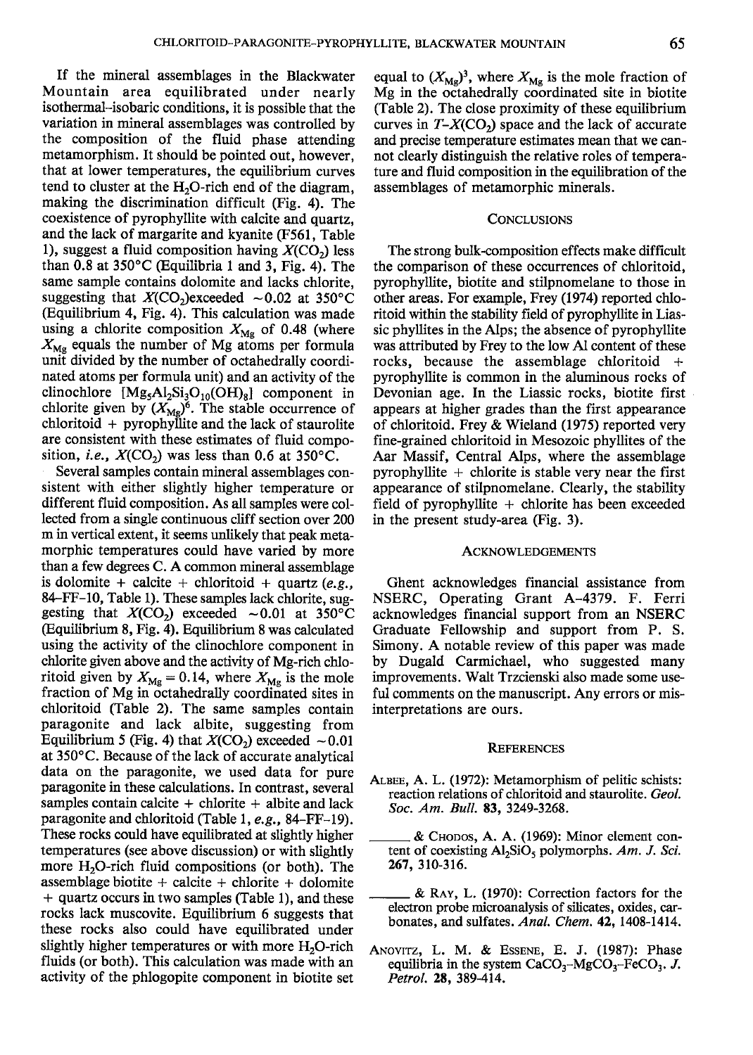If the mineral assemblages in the Blackwater Mountain area equilibrated under nearly isothermal–isobaric conditions, it is possible that the variation in mineral assemblages was controlled by the composition of the fluid phase attending metamorphism. It should be pointed out, however, that at lower temperatures, the equilibrium curves tend to cluster at the $H_2O$-rich end of the diagram, making the discrimination difficult (Fig. 4). The coexistence of pyrophyllite with calcite and quartz, and the lack of margarite and kyanite (F561, Table 1), suggest a fluid composition having $X(CO_2)$ less than 0.8 at 350°C (Equilibria 1 and 3, Fig. 4). The same sample contains dolomite and lacks chlorite, suggesting that $X(CO_2)$exceeded ~0.02 at 350°C (Equilibrium 4, Fig. 4). This calculation was made using a chlorite composition $X_{Mg}$ of 0.48 (where $X_{Mg}$ equals the number of Mg atoms per formula unit divided by the number of octahedrally coordinated atoms per formula unit) and an activity of the clinochlore $[Mg_5Al_2Si_3O_{10}(OH)_8]$ component in chlorite given by $(X_{Mg})^6$. The stable occurrence of chloritoid + pyrophyllite and the lack of staurolite are consistent with these estimates of fluid composition, *i.e.*, $X(CO_2)$ was less than 0.6 at 350°C.

Several samples contain mineral assemblages consistent with either slightly higher temperature or different fluid composition. As all samples were collected from a single continuous cliff section over 200 m in vertical extent, it seems unlikely that peak metamorphic temperatures could have varied by more than a few degrees C. A common mineral assemblage is dolomite + calcite + chloritoid + quartz (*e.g.*, 84–FF–10, Table 1). These samples lack chlorite, suggesting that $X(CO_2)$ exceeded ~0.01 at 350°C (Equilibrium 8, Fig. 4). Equilibrium 8 was calculated using the activity of the clinochlore component in chlorite given above and the activity of Mg-rich chloritoid given by $X_{Mg} = 0.14$, where $X_{Mg}$ is the mole fraction of Mg in octahedrally coordinated sites in chloritoid (Table 2). The same samples contain paragonite and lack albite, suggesting from Equilibrium 5 (Fig. 4) that $X(CO_2)$ exceeded ~0.01 at 350°C. Because of the lack of accurate analytical data on the paragonite, we used data for pure paragonite in these calculations. In contrast, several samples contain calcite + chlorite + albite and lack paragonite and chloritoid (Table 1, *e.g.*, 84–FF–19). These rocks could have equilibrated at slightly higher temperatures (see above discussion) or with slightly more $H_2O$-rich fluid compositions (or both). The assemblage biotite + calcite + chlorite + dolomite + quartz occurs in two samples (Table 1), and these rocks lack muscovite. Equilibrium 6 suggests that these rocks also could have equilibrated under slightly higher temperatures or with more $H_2O$-rich fluids (or both). This calculation was made with an activity of the phlogopite component in biotite set equal to $(X_{Mg})^3$, where $X_{Mg}$ is the mole fraction of Mg in the octahedrally coordinated site in biotite (Table 2). The close proximity of these equilibrium curves in $T$–$X(CO_2)$ space and the lack of accurate and precise temperature estimates mean that we cannot clearly distinguish the relative roles of temperature and fluid composition in the equilibration of the assemblages of metamorphic minerals.

## Conclusions

The strong bulk-composition effects make difficult the comparison of these occurrences of chloritoid, pyrophyllite, biotite and stilpnomelane to those in other areas. For example, Frey (1974) reported chloritoid within the stability field of pyrophyllite in Liassic phyllites in the Alps; the absence of pyrophyllite was attributed by Frey to the low Al content of these rocks, because the assemblage chloritoid + pyrophyllite is common in the aluminous rocks of Devonian age. In the Liassic rocks, biotite first appears at higher grades than the first appearance of chloritoid. Frey & Wieland (1975) reported very fine-grained chloritoid in Mesozoic phyllites of the Aar Massif, Central Alps, where the assemblage pyrophyllite + chlorite is stable very near the first appearance of stilpnomelane. Clearly, the stability field of pyrophyllite + chlorite has been exceeded in the present study-area (Fig. 3).

## Acknowledgements

Ghent acknowledges financial assistance from NSERC, Operating Grant A-4379. F. Ferri acknowledges financial support from an NSERC Graduate Fellowship and support from P. S. Simony. A notable review of this paper was made by Dugald Carmichael, who suggested many improvements. Walt Trzcienski also made some useful comments on the manuscript. Any errors or misinterpretations are ours.

## References

Albee, A. L. (1972): Metamorphism of pelitic schists: reaction relations of chloritoid and staurolite. *Geol. Soc. Am. Bull.* **83**, 3249-3268.

\_\_\_\_\_\_ & Chodos, A. A. (1969): Minor element content of coexisting $Al_2SiO_5$ polymorphs. *Am. J. Sci.* **267**, 310-316.

\_\_\_\_\_\_ & Ray, L. (1970): Correction factors for the electron probe microanalysis of silicates, oxides, carbonates, and sulfates. *Anal. Chem.* **42**, 1408-1414.

Anovitz, L. M. & Essene, E. J. (1987): Phase equilibria in the system $CaCO_3$–$MgCO_3$–$FeCO_3$. *J. Petrol.* **28**, 389-414.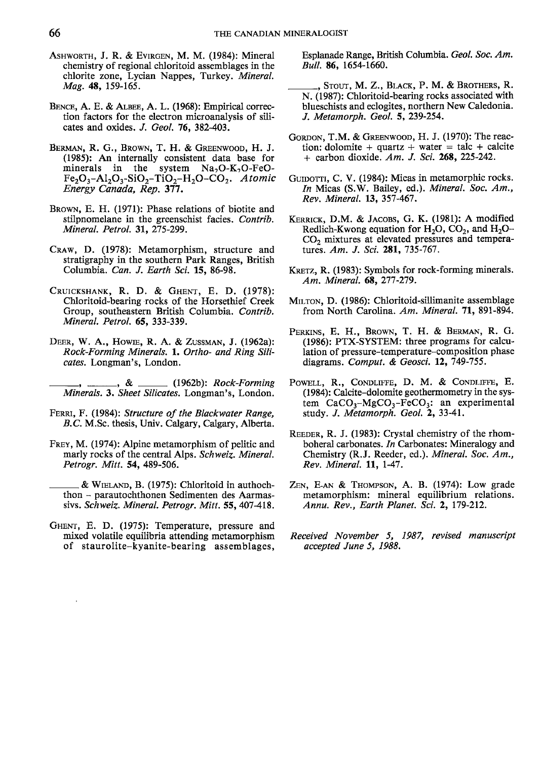ASHWORTH, J. R. & EVIRGEN, M. M. (1984): Mineral chemistry of regional chloritoid assemblages in the chlorite zone, Lycian Nappes, Turkey. *Mineral. Mag.* **48**, 159-165.

BENCE, A. E. & ALBEE, A. L. (1968): Empirical correction factors for the electron microanalysis of silicates and oxides. *J. Geol.* **76**, 382-403.

BERMAN, R. G., BROWN, T. H. & GREENWOOD, H. J. (1985): An internally consistent data base for minerals in the system $Na_2O$-$K_2O$-$FeO$-$Fe_2O_3$-$Al_2O_3$-$SiO_2$-$TiO_2$-$H_2O$-$CO_2$. *Atomic Energy Canada, Rep.* **377**.

BROWN, E. H. (1971): Phase relations of biotite and stilpnomelane in the greenschist facies. *Contrib. Mineral. Petrol.* **31**, 275-299.

CRAW, D. (1978): Metamorphism, structure and stratigraphy in the southern Park Ranges, British Columbia. *Can. J. Earth Sci.* **15**, 86-98.

CRUICKSHANK, R. D. & GHENT, E. D. (1978): Chloritoid-bearing rocks of the Horsethief Creek Group, southeastern British Columbia. *Contrib. Mineral. Petrol.* **65**, 333-339.

DEER, W. A., HOWIE, R. A. & ZUSSMAN, J. (1962a): *Rock-Forming Minerals.* **1.** *Ortho- and Ring Silicates.* Longman's, London.

\_\_\_\_\_\_, \_\_\_\_\_\_, & \_\_\_\_\_\_ (1962b): *Rock-Forming Minerals.* **3.** *Sheet Silicates.* Longman's, London.

FERRI, F. (1984): *Structure of the Blackwater Range, B.C.* M.Sc. thesis, Univ. Calgary, Calgary, Alberta.

FREY, M. (1974): Alpine metamorphism of pelitic and marly rocks of the central Alps. *Schweiz. Mineral. Petrogr. Mitt.* **54**, 489-506.

\_\_\_\_\_\_ & WIELAND, B. (1975): Chloritoid in autochthon – parautochthonen Sedimenten des Aarmassivs. *Schweiz. Mineral. Petrogr. Mitt.* **55**, 407-418.

GHENT, E. D. (1975): Temperature, pressure and mixed volatile equilibria attending metamorphism of staurolite–kyanite-bearing assemblages, Esplanade Range, British Columbia. *Geol. Soc. Am. Bull.* **86**, 1654-1660.

\_\_\_\_\_\_, STOUT, M. Z., BLACK, P. M. & BROTHERS, R. N. (1987): Chloritoid-bearing rocks associated with blueschists and eclogites, northern New Caledonia. *J. Metamorph. Geol.* **5**, 239-254.

GORDON, T.M. & GREENWOOD, H. J. (1970): The reaction: dolomite + quartz + water = talc + calcite + carbon dioxide. *Am. J. Sci.* **268**, 225-242.

GUIDOTTI, C. V. (1984): Micas in metamorphic rocks. *In* Micas (S.W. Bailey, ed.). *Mineral. Soc. Am., Rev. Mineral.* **13**, 357-467.

KERRICK, D.M. & JACOBS, G. K. (1981): A modified Redlich-Kwong equation for $H_2O$, $CO_2$, and $H_2O$–$CO_2$ mixtures at elevated pressures and temperatures. *Am. J. Sci.* **281**, 735-767.

KRETZ, R. (1983): Symbols for rock-forming minerals. *Am. Mineral.* **68**, 277-279.

MILTON, D. (1986): Chloritoid-sillimanite assemblage from North Carolina. *Am. Mineral.* **71**, 891-894.

PERKINS, E. H., BROWN, T. H. & BERMAN, R. G. (1986): PTX-SYSTEM: three programs for calculation of pressure–temperature–composition phase diagrams. *Comput. & Geosci.* **12**, 749-755.

POWELL, R., CONDLIFFE, D. M. & CONDLIFFE, E. (1984): Calcite–dolomite geothermometry in the system $CaCO_3$–$MgCO_3$–$FeCO_3$: an experimental study. *J. Metamorph. Geol.* **2**, 33-41.

REEDER, R. J. (1983): Crystal chemistry of the rhomboheral carbonates. *In* Carbonates: Mineralogy and Chemistry (R.J. Reeder, ed.). *Mineral. Soc. Am., Rev. Mineral.* **11**, 1-47.

ZEN, E-AN & THOMPSON, A. B. (1974): Low grade metamorphism: mineral equilibrium relations. *Annu. Rev., Earth Planet. Sci.* **2**, 179-212.

*Received November 5, 1987, revised manuscript accepted June 5, 1988.*